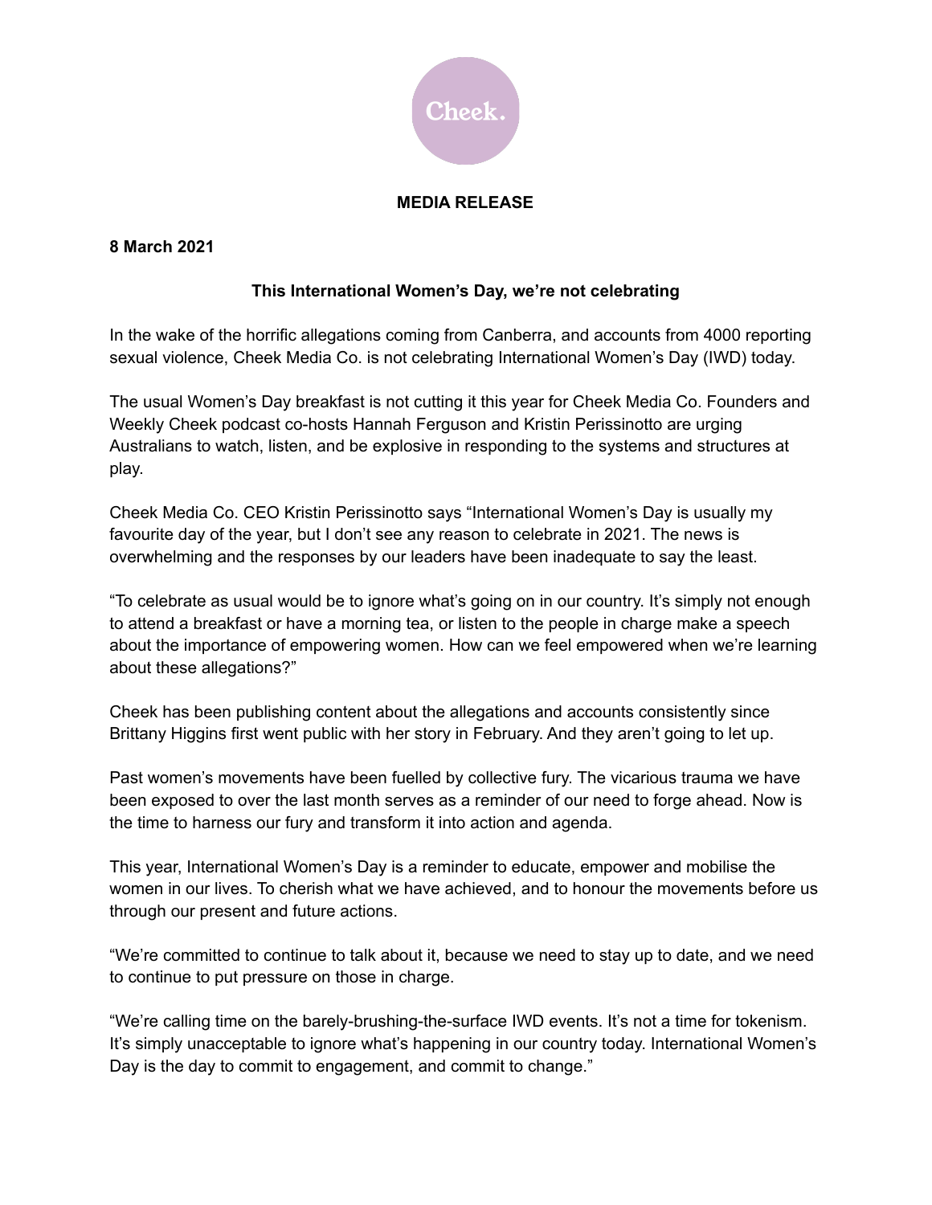Cheek.

**MEDIA RELEASE**

**8 March 2021**

**This International Women's Day, we're not celebrating**

In the wake of the horrific allegations coming from Canberra, and accounts from 4000 reporting sexual violence, Cheek Media Co. is not celebrating International Women's Day (IWD) today.

The usual Women's Day breakfast is not cutting it this year for Cheek Media Co. Founders and Weekly Cheek podcast co-hosts Hannah Ferguson and Kristin Perissinotto are urging Australians to watch, listen, and be explosive in responding to the systems and structures at play.

Cheek Media Co. CEO Kristin Perissinotto says "International Women's Day is usually my favourite day of the year, but I don't see any reason to celebrate in 2021. The news is overwhelming and the responses by our leaders have been inadequate to say the least.

"To celebrate as usual would be to ignore what's going on in our country. It's simply not enough to attend a breakfast or have a morning tea, or listen to the people in charge make a speech about the importance of empowering women. How can we feel empowered when we're learning about these allegations?"

Cheek has been publishing content about the allegations and accounts consistently since Brittany Higgins first went public with her story in February. And they aren't going to let up.

Past women's movements have been fuelled by collective fury. The vicarious trauma we have been exposed to over the last month serves as a reminder of our need to forge ahead. Now is the time to harness our fury and transform it into action and agenda.

This year, International Women's Day is a reminder to educate, empower and mobilise the women in our lives. To cherish what we have achieved, and to honour the movements before us through our present and future actions.

"We're committed to continue to talk about it, because we need to stay up to date, and we need to continue to put pressure on those in charge.

"We're calling time on the barely-brushing-the-surface IWD events. It's not a time for tokenism. It's simply unacceptable to ignore what's happening in our country today. International Women's Day is the day to commit to engagement, and commit to change."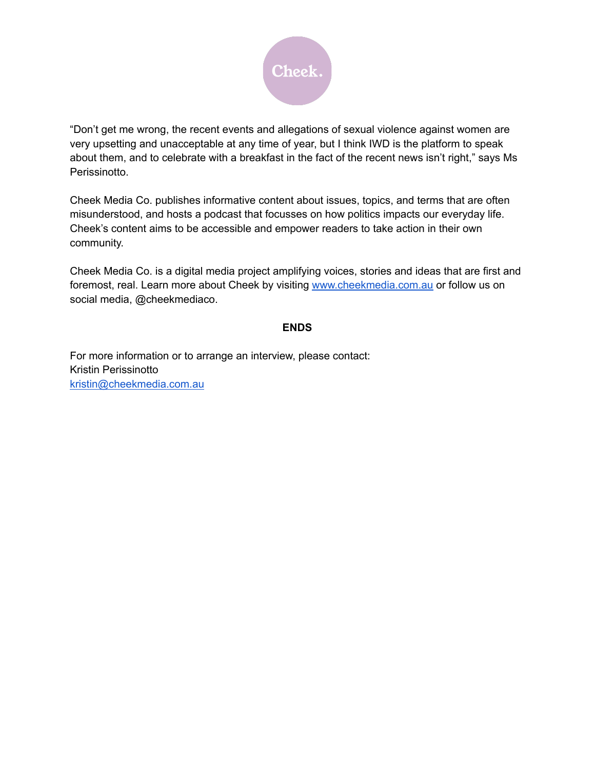"Don't get me wrong, the recent events and allegations of sexual violence against women are very upsetting and unacceptable at any time of year, but I think IWD is the platform to speak about them, and to celebrate with a breakfast in the fact of the recent news isn't right," says Ms Perissinotto.

Cheek Media Co. publishes informative content about issues, topics, and terms that are often misunderstood, and hosts a podcast that focusses on how politics impacts our everyday life. Cheek's content aims to be accessible and empower readers to take action in their own community.

Cheek Media Co. is a digital media project amplifying voices, stories and ideas that are first and foremost, real. Learn more about Cheek by visiting [www.cheekmedia.com.au](http://www.cheekmedia.com.au) or follow us on social media, @cheekmediaco.

**ENDS**

For more information or to arrange an interview, please contact:
Kristin Perissinotto
[kristin@cheekmedia.com.au](mailto:kristin@cheekmedia.com.au)